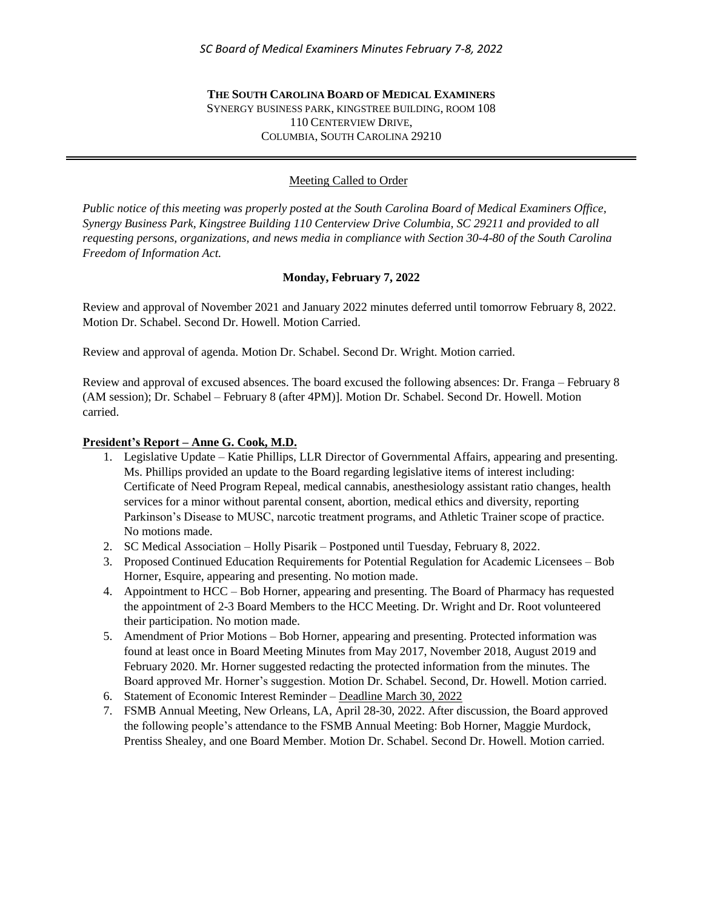**THE SOUTH CAROLINA BOARD OF MEDICAL EXAMINERS**
SYNERGY BUSINESS PARK, KINGSTREE BUILDING, ROOM 108
110 CENTERVIEW DRIVE,
COLUMBIA, SOUTH CAROLINA 29210

---

Meeting Called to Order

*Public notice of this meeting was properly posted at the South Carolina Board of Medical Examiners Office, Synergy Business Park, Kingstree Building 110 Centerview Drive Columbia, SC 29211 and provided to all requesting persons, organizations, and news media in compliance with Section 30-4-80 of the South Carolina Freedom of Information Act.*

**Monday, February 7, 2022**

Review and approval of November 2021 and January 2022 minutes deferred until tomorrow February 8, 2022. Motion Dr. Schabel. Second Dr. Howell. Motion Carried.

Review and approval of agenda. Motion Dr. Schabel. Second Dr. Wright. Motion carried.

Review and approval of excused absences. The board excused the following absences: Dr. Franga – February 8 (AM session); Dr. Schabel – February 8 (after 4PM)]. Motion Dr. Schabel. Second Dr. Howell. Motion carried.

**President's Report – Anne G. Cook, M.D.**

1. Legislative Update – Katie Phillips, LLR Director of Governmental Affairs, appearing and presenting. Ms. Phillips provided an update to the Board regarding legislative items of interest including: Certificate of Need Program Repeal, medical cannabis, anesthesiology assistant ratio changes, health services for a minor without parental consent, abortion, medical ethics and diversity, reporting Parkinson's Disease to MUSC, narcotic treatment programs, and Athletic Trainer scope of practice. No motions made.
2. SC Medical Association – Holly Pisarik – Postponed until Tuesday, February 8, 2022.
3. Proposed Continued Education Requirements for Potential Regulation for Academic Licensees – Bob Horner, Esquire, appearing and presenting. No motion made.
4. Appointment to HCC – Bob Horner, appearing and presenting. The Board of Pharmacy has requested the appointment of 2-3 Board Members to the HCC Meeting. Dr. Wright and Dr. Root volunteered their participation. No motion made.
5. Amendment of Prior Motions – Bob Horner, appearing and presenting. Protected information was found at least once in Board Meeting Minutes from May 2017, November 2018, August 2019 and February 2020. Mr. Horner suggested redacting the protected information from the minutes. The Board approved Mr. Horner's suggestion. Motion Dr. Schabel. Second, Dr. Howell. Motion carried.
6. Statement of Economic Interest Reminder – Deadline March 30, 2022
7. FSMB Annual Meeting, New Orleans, LA, April 28-30, 2022. After discussion, the Board approved the following people's attendance to the FSMB Annual Meeting: Bob Horner, Maggie Murdock, Prentiss Shealey, and one Board Member. Motion Dr. Schabel. Second Dr. Howell. Motion carried.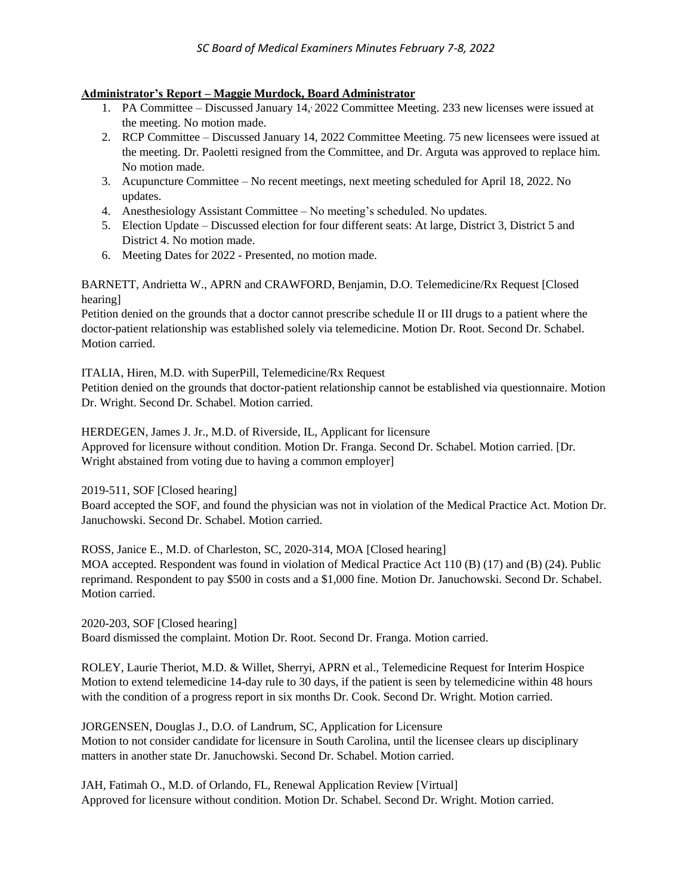**Administrator's Report – Maggie Murdock, Board Administrator**

1. PA Committee – Discussed January 14, 2022 Committee Meeting. 233 new licenses were issued at the meeting. No motion made.
2. RCP Committee – Discussed January 14, 2022 Committee Meeting. 75 new licensees were issued at the meeting. Dr. Paoletti resigned from the Committee, and Dr. Arguta was approved to replace him. No motion made.
3. Acupuncture Committee – No recent meetings, next meeting scheduled for April 18, 2022. No updates.
4. Anesthesiology Assistant Committee – No meeting's scheduled. No updates.
5. Election Update – Discussed election for four different seats: At large, District 3, District 5 and District 4. No motion made.
6. Meeting Dates for 2022 - Presented, no motion made.

BARNETT, Andrietta W., APRN and CRAWFORD, Benjamin, D.O. Telemedicine/Rx Request [Closed hearing]
Petition denied on the grounds that a doctor cannot prescribe schedule II or III drugs to a patient where the doctor-patient relationship was established solely via telemedicine. Motion Dr. Root. Second Dr. Schabel. Motion carried.

ITALIA, Hiren, M.D. with SuperPill, Telemedicine/Rx Request
Petition denied on the grounds that doctor-patient relationship cannot be established via questionnaire. Motion Dr. Wright. Second Dr. Schabel. Motion carried.

HERDEGEN, James J. Jr., M.D. of Riverside, IL, Applicant for licensure
Approved for licensure without condition. Motion Dr. Franga. Second Dr. Schabel. Motion carried. [Dr. Wright abstained from voting due to having a common employer]

2019-511, SOF [Closed hearing]
Board accepted the SOF, and found the physician was not in violation of the Medical Practice Act. Motion Dr. Januchowski. Second Dr. Schabel. Motion carried.

ROSS, Janice E., M.D. of Charleston, SC, 2020-314, MOA [Closed hearing]
MOA accepted. Respondent was found in violation of Medical Practice Act 110 (B) (17) and (B) (24). Public reprimand. Respondent to pay $500 in costs and a $1,000 fine. Motion Dr. Januchowski. Second Dr. Schabel. Motion carried.

2020-203, SOF [Closed hearing]
Board dismissed the complaint. Motion Dr. Root. Second Dr. Franga. Motion carried.

ROLEY, Laurie Theriot, M.D. & Willet, Sherryi, APRN et al., Telemedicine Request for Interim Hospice
Motion to extend telemedicine 14-day rule to 30 days, if the patient is seen by telemedicine within 48 hours with the condition of a progress report in six months Dr. Cook. Second Dr. Wright. Motion carried.

JORGENSEN, Douglas J., D.O. of Landrum, SC, Application for Licensure
Motion to not consider candidate for licensure in South Carolina, until the licensee clears up disciplinary matters in another state Dr. Januchowski. Second Dr. Schabel. Motion carried.

JAH, Fatimah O., M.D. of Orlando, FL, Renewal Application Review [Virtual]
Approved for licensure without condition. Motion Dr. Schabel. Second Dr. Wright. Motion carried.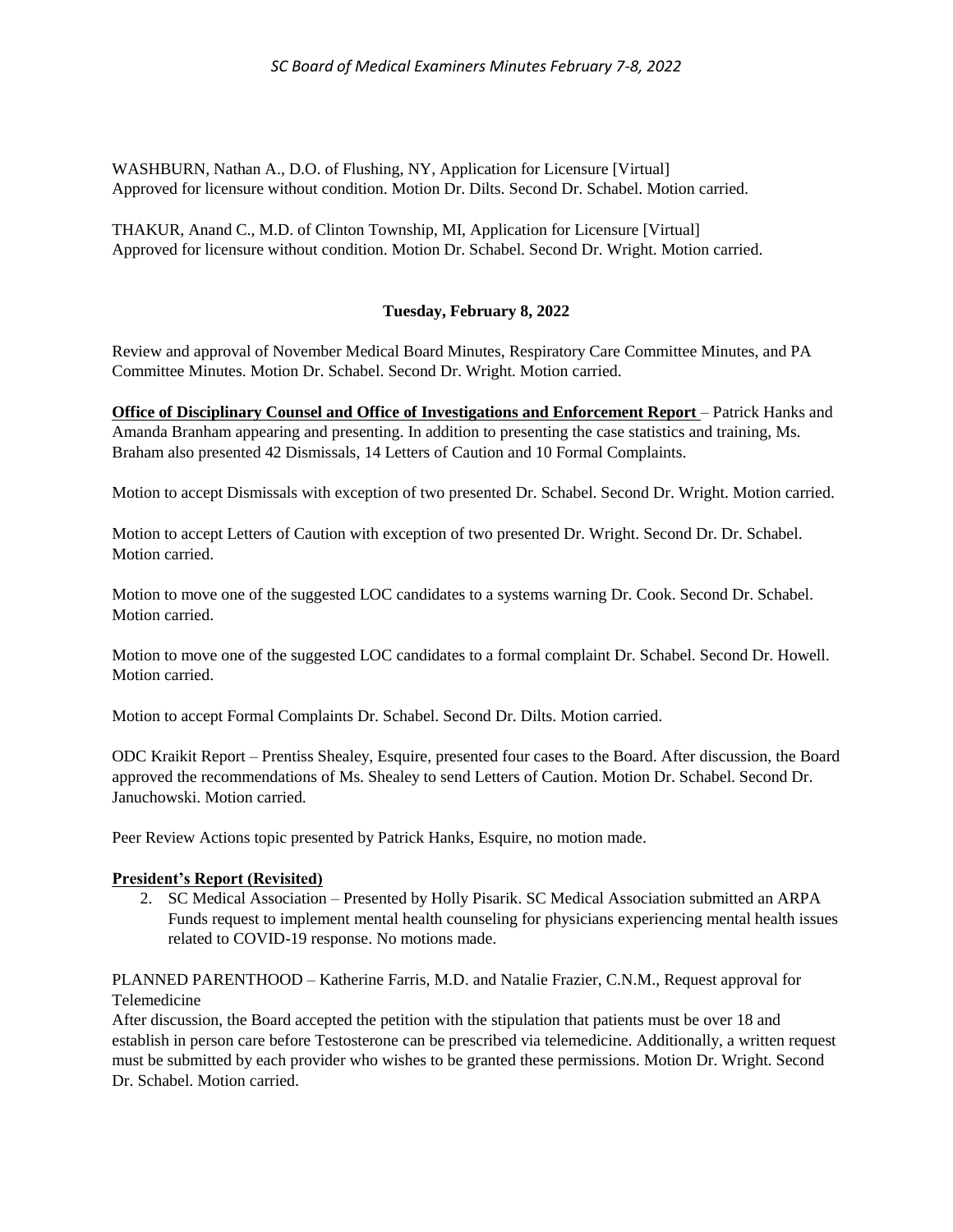WASHBURN, Nathan A., D.O. of Flushing, NY, Application for Licensure [Virtual]
Approved for licensure without condition. Motion Dr. Dilts. Second Dr. Schabel. Motion carried.

THAKUR, Anand C., M.D. of Clinton Township, MI, Application for Licensure [Virtual]
Approved for licensure without condition. Motion Dr. Schabel. Second Dr. Wright. Motion carried.

**Tuesday, February 8, 2022**

Review and approval of November Medical Board Minutes, Respiratory Care Committee Minutes, and PA Committee Minutes. Motion Dr. Schabel. Second Dr. Wright. Motion carried.

**Office of Disciplinary Counsel and Office of Investigations and Enforcement Report** – Patrick Hanks and Amanda Branham appearing and presenting. In addition to presenting the case statistics and training, Ms. Braham also presented 42 Dismissals, 14 Letters of Caution and 10 Formal Complaints.

Motion to accept Dismissals with exception of two presented Dr. Schabel. Second Dr. Wright. Motion carried.

Motion to accept Letters of Caution with exception of two presented Dr. Wright. Second Dr. Dr. Schabel. Motion carried.

Motion to move one of the suggested LOC candidates to a systems warning Dr. Cook. Second Dr. Schabel. Motion carried.

Motion to move one of the suggested LOC candidates to a formal complaint Dr. Schabel. Second Dr. Howell. Motion carried.

Motion to accept Formal Complaints Dr. Schabel. Second Dr. Dilts. Motion carried.

ODC Kraikit Report – Prentiss Shealey, Esquire, presented four cases to the Board. After discussion, the Board approved the recommendations of Ms. Shealey to send Letters of Caution. Motion Dr. Schabel. Second Dr. Januchowski. Motion carried.

Peer Review Actions topic presented by Patrick Hanks, Esquire, no motion made.

**President's Report (Revisited)**

2. SC Medical Association – Presented by Holly Pisarik. SC Medical Association submitted an ARPA Funds request to implement mental health counseling for physicians experiencing mental health issues related to COVID-19 response. No motions made.

PLANNED PARENTHOOD – Katherine Farris, M.D. and Natalie Frazier, C.N.M., Request approval for Telemedicine
After discussion, the Board accepted the petition with the stipulation that patients must be over 18 and establish in person care before Testosterone can be prescribed via telemedicine. Additionally, a written request must be submitted by each provider who wishes to be granted these permissions. Motion Dr. Wright. Second Dr. Schabel. Motion carried.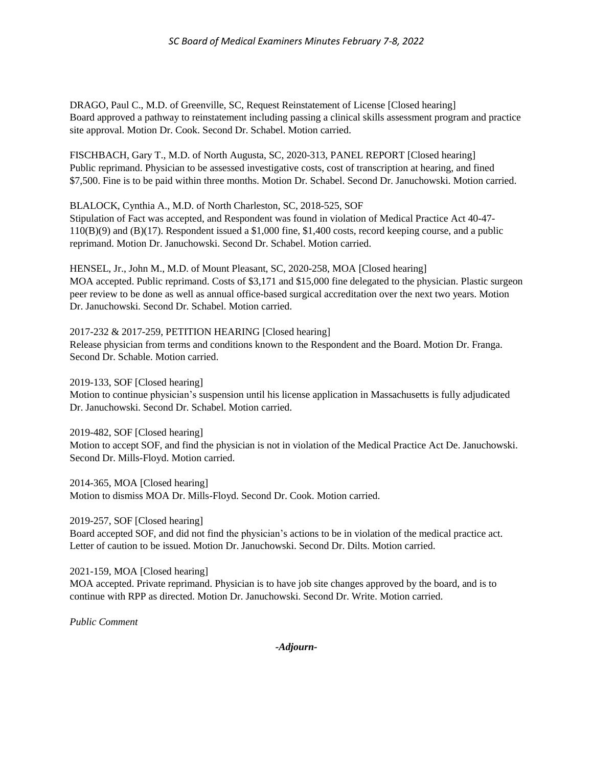DRAGO, Paul C., M.D. of Greenville, SC, Request Reinstatement of License [Closed hearing]
Board approved a pathway to reinstatement including passing a clinical skills assessment program and practice site approval. Motion Dr. Cook. Second Dr. Schabel. Motion carried.

FISCHBACH, Gary T., M.D. of North Augusta, SC, 2020-313, PANEL REPORT [Closed hearing]
Public reprimand. Physician to be assessed investigative costs, cost of transcription at hearing, and fined $7,500. Fine is to be paid within three months. Motion Dr. Schabel. Second Dr. Januchowski. Motion carried.

BLALOCK, Cynthia A., M.D. of North Charleston, SC, 2018-525, SOF
Stipulation of Fact was accepted, and Respondent was found in violation of Medical Practice Act 40-47-110(B)(9) and (B)(17). Respondent issued a $1,000 fine, $1,400 costs, record keeping course, and a public reprimand. Motion Dr. Januchowski. Second Dr. Schabel. Motion carried.

HENSEL, Jr., John M., M.D. of Mount Pleasant, SC, 2020-258, MOA [Closed hearing]
MOA accepted. Public reprimand. Costs of $3,171 and $15,000 fine delegated to the physician. Plastic surgeon peer review to be done as well as annual office-based surgical accreditation over the next two years. Motion Dr. Januchowski. Second Dr. Schabel. Motion carried.

2017-232 & 2017-259, PETITION HEARING [Closed hearing]
Release physician from terms and conditions known to the Respondent and the Board. Motion Dr. Franga. Second Dr. Schable. Motion carried.

2019-133, SOF [Closed hearing]
Motion to continue physician's suspension until his license application in Massachusetts is fully adjudicated Dr. Januchowski. Second Dr. Schabel. Motion carried.

2019-482, SOF [Closed hearing]
Motion to accept SOF, and find the physician is not in violation of the Medical Practice Act De. Januchowski. Second Dr. Mills-Floyd. Motion carried.

2014-365, MOA [Closed hearing]
Motion to dismiss MOA Dr. Mills-Floyd. Second Dr. Cook. Motion carried.

2019-257, SOF [Closed hearing]
Board accepted SOF, and did not find the physician's actions to be in violation of the medical practice act. Letter of caution to be issued. Motion Dr. Januchowski. Second Dr. Dilts. Motion carried.

2021-159, MOA [Closed hearing]
MOA accepted. Private reprimand. Physician is to have job site changes approved by the board, and is to continue with RPP as directed. Motion Dr. Januchowski. Second Dr. Write. Motion carried.

*Public Comment*

***-Adjourn-***